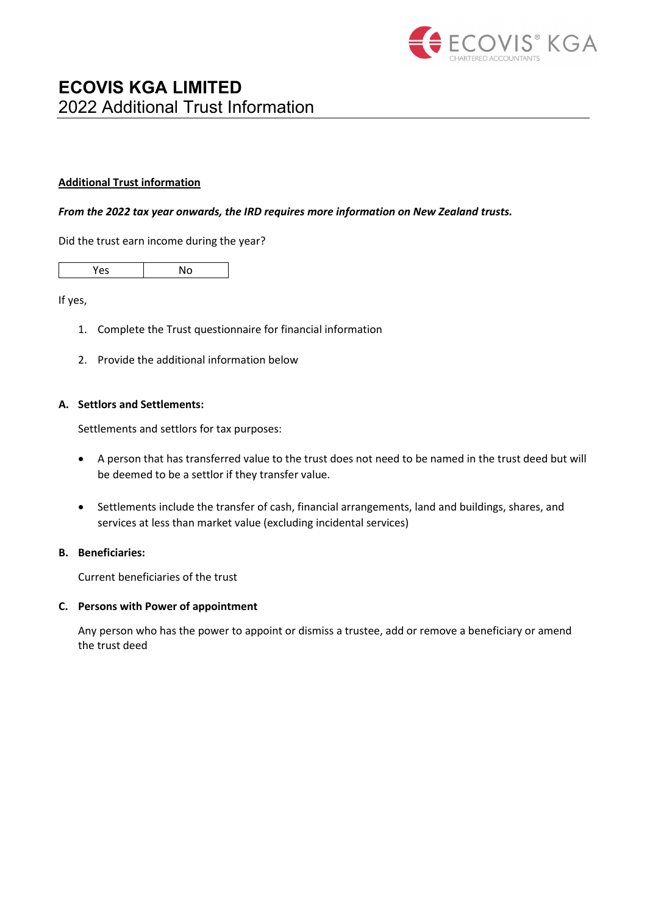# ECOVIS KGA LIMITED

## 2022 Additional Trust Information

**Additional Trust information**

***From the 2022 tax year onwards, the IRD requires more information on New Zealand trusts.***

Did the trust earn income during the year?

| Yes | No |
|---|---|

If yes,

1. Complete the Trust questionnaire for financial information
2. Provide the additional information below

**A. Settlors and Settlements:**

Settlements and settlors for tax purposes:

- A person that has transferred value to the trust does not need to be named in the trust deed but will be deemed to be a settlor if they transfer value.
- Settlements include the transfer of cash, financial arrangements, land and buildings, shares, and services at less than market value (excluding incidental services)

**B. Beneficiaries:**

Current beneficiaries of the trust

**C. Persons with Power of appointment**

Any person who has the power to appoint or dismiss a trustee, add or remove a beneficiary or amend the trust deed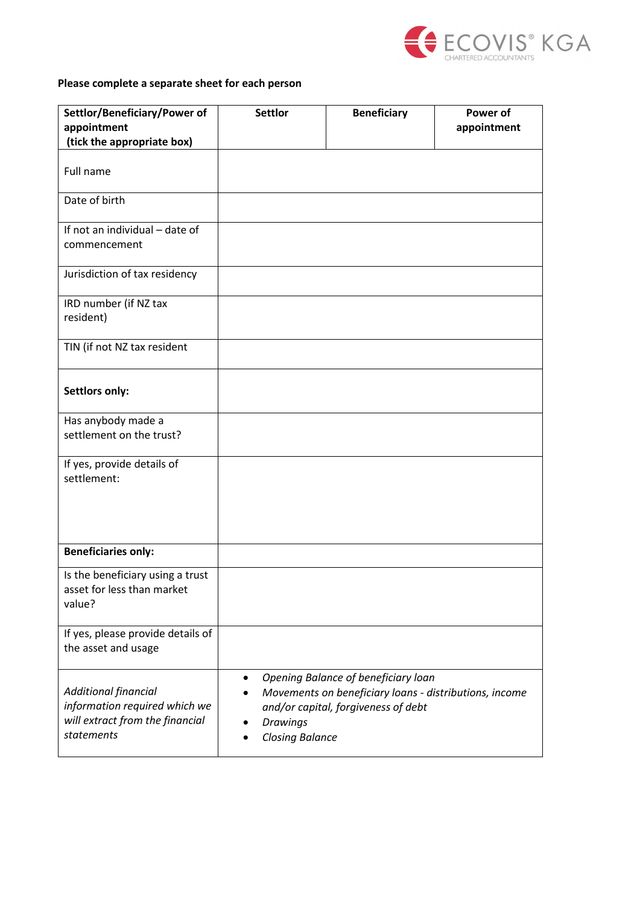**Please complete a separate sheet for each person**

| **Settlor/Beneficiary/Power of appointment (tick the appropriate box)** | **Settlor** | **Beneficiary** | **Power of appointment** |
|---|---|---|---|
| Full name | | | |
| Date of birth | | | |
| If not an individual – date of commencement | | | |
| Jurisdiction of tax residency | | | |
| IRD number (if NZ tax resident) | | | |
| TIN (if not NZ tax resident | | | |
| **Settlors only:** | | | |
| Has anybody made a settlement on the trust? | | | |
| If yes, provide details of settlement: | | | |
| **Beneficiaries only:** | | | |
| Is the beneficiary using a trust asset for less than market value? | | | |
| If yes, please provide details of the asset and usage | | | |
| *Additional financial information required which we will extract from the financial statements* | • *Opening Balance of beneficiary loan*<br>• *Movements on beneficiary loans - distributions, income and/or capital, forgiveness of debt*<br>• *Drawings*<br>• *Closing Balance* | | |